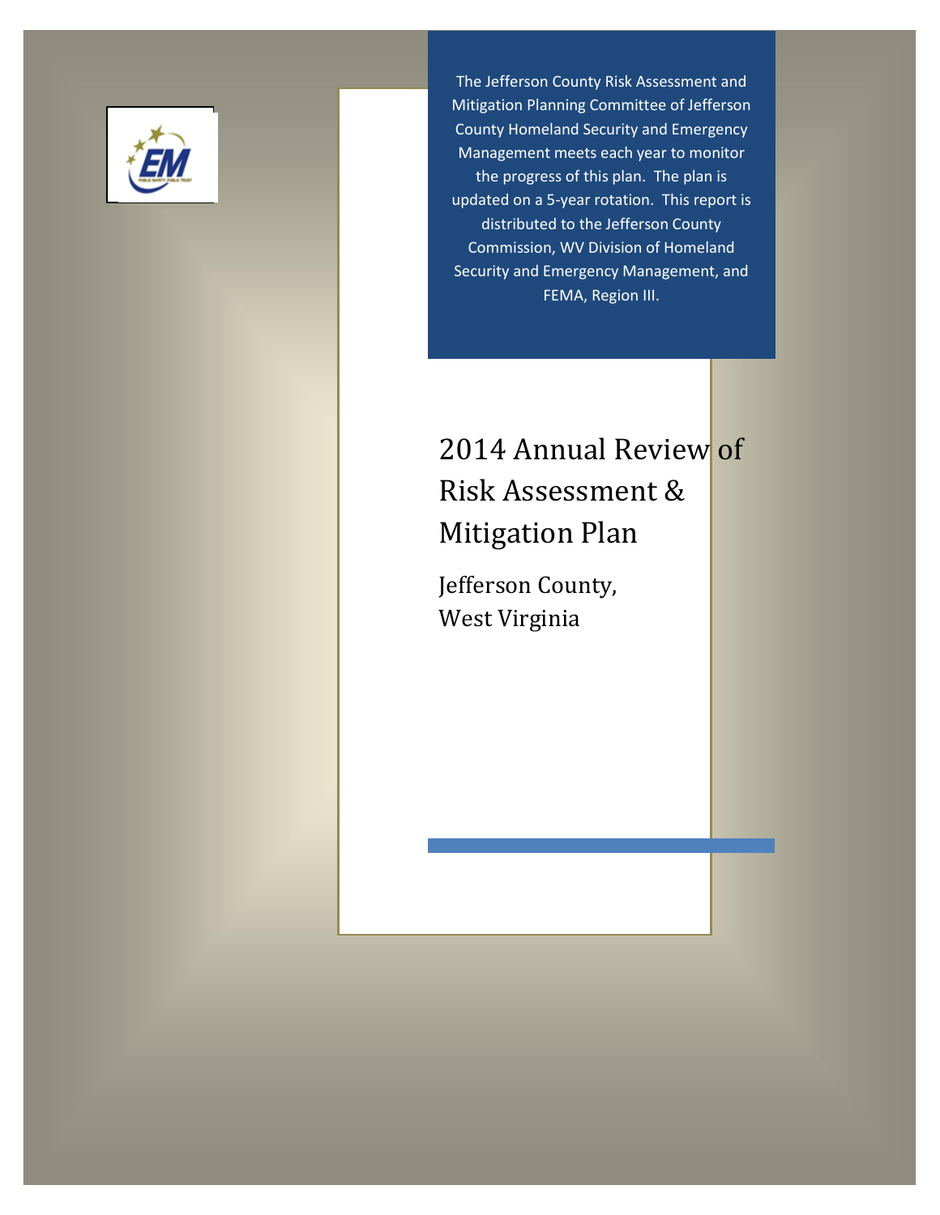The Jefferson County Risk Assessment and Mitigation Planning Committee of Jefferson County Homeland Security and Emergency Management meets each year to monitor the progress of this plan. The plan is updated on a 5-year rotation. This report is distributed to the Jefferson County Commission, WV Division of Homeland Security and Emergency Management, and FEMA, Region III.

# 2014 Annual Review of Risk Assessment & Mitigation Plan

## Jefferson County, West Virginia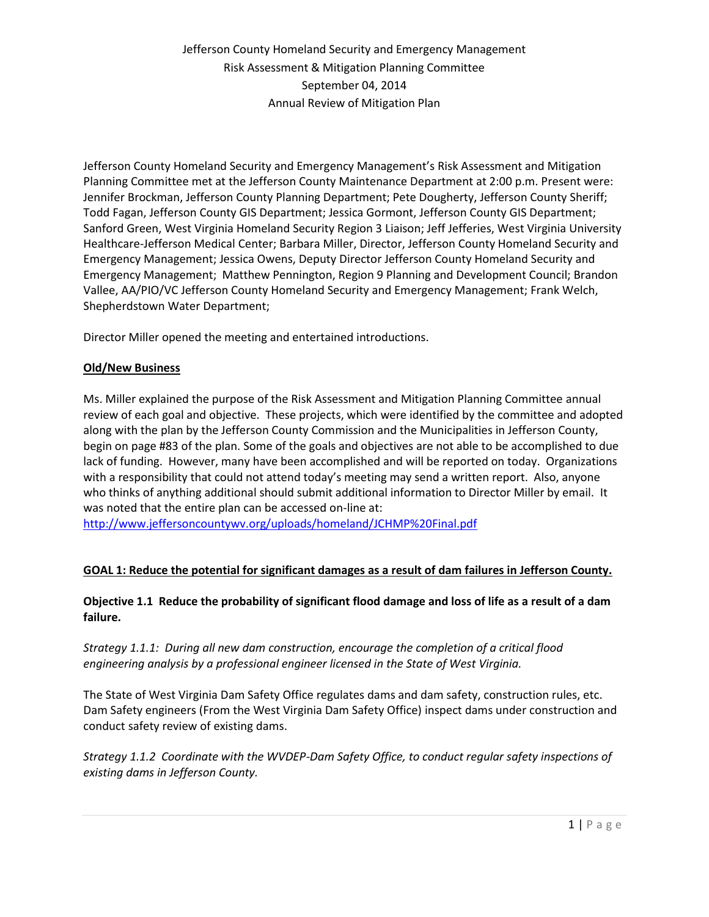Jefferson County Homeland Security and Emergency Management
Risk Assessment & Mitigation Planning Committee
September 04, 2014
Annual Review of Mitigation Plan

Jefferson County Homeland Security and Emergency Management's Risk Assessment and Mitigation Planning Committee met at the Jefferson County Maintenance Department at 2:00 p.m. Present were: Jennifer Brockman, Jefferson County Planning Department; Pete Dougherty, Jefferson County Sheriff; Todd Fagan, Jefferson County GIS Department; Jessica Gormont, Jefferson County GIS Department; Sanford Green, West Virginia Homeland Security Region 3 Liaison; Jeff Jefferies, West Virginia University Healthcare-Jefferson Medical Center; Barbara Miller, Director, Jefferson County Homeland Security and Emergency Management; Jessica Owens, Deputy Director Jefferson County Homeland Security and Emergency Management; Matthew Pennington, Region 9 Planning and Development Council; Brandon Vallee, AA/PIO/VC Jefferson County Homeland Security and Emergency Management; Frank Welch, Shepherdstown Water Department;

Director Miller opened the meeting and entertained introductions.

**Old/New Business**

Ms. Miller explained the purpose of the Risk Assessment and Mitigation Planning Committee annual review of each goal and objective. These projects, which were identified by the committee and adopted along with the plan by the Jefferson County Commission and the Municipalities in Jefferson County, begin on page #83 of the plan. Some of the goals and objectives are not able to be accomplished to due lack of funding. However, many have been accomplished and will be reported on today. Organizations with a responsibility that could not attend today's meeting may send a written report. Also, anyone who thinks of anything additional should submit additional information to Director Miller by email. It was noted that the entire plan can be accessed on-line at:
http://www.jeffersoncountywv.org/uploads/homeland/JCHMP%20Final.pdf

**GOAL 1: Reduce the potential for significant damages as a result of dam failures in Jefferson County.**

**Objective 1.1 Reduce the probability of significant flood damage and loss of life as a result of a dam failure.**

*Strategy 1.1.1: During all new dam construction, encourage the completion of a critical flood engineering analysis by a professional engineer licensed in the State of West Virginia.*

The State of West Virginia Dam Safety Office regulates dams and dam safety, construction rules, etc. Dam Safety engineers (From the West Virginia Dam Safety Office) inspect dams under construction and conduct safety review of existing dams.

*Strategy 1.1.2 Coordinate with the WVDEP-Dam Safety Office, to conduct regular safety inspections of existing dams in Jefferson County.*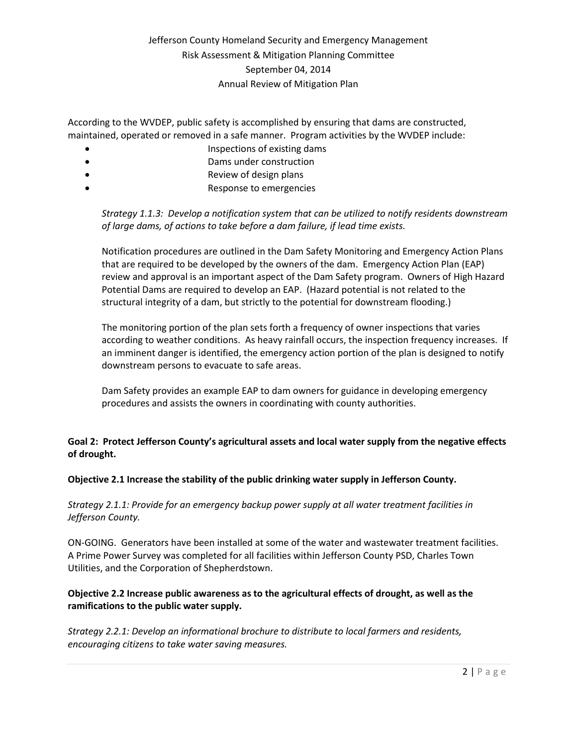According to the WVDEP, public safety is accomplished by ensuring that dams are constructed, maintained, operated or removed in a safe manner. Program activities by the WVDEP include:

- Inspections of existing dams
- Dams under construction
- Review of design plans
- Response to emergencies

> *Strategy 1.1.3: Develop a notification system that can be utilized to notify residents downstream of large dams, of actions to take before a dam failure, if lead time exists.*
>
> Notification procedures are outlined in the Dam Safety Monitoring and Emergency Action Plans that are required to be developed by the owners of the dam. Emergency Action Plan (EAP) review and approval is an important aspect of the Dam Safety program. Owners of High Hazard Potential Dams are required to develop an EAP. (Hazard potential is not related to the structural integrity of a dam, but strictly to the potential for downstream flooding.)
>
> The monitoring portion of the plan sets forth a frequency of owner inspections that varies according to weather conditions. As heavy rainfall occurs, the inspection frequency increases. If an imminent danger is identified, the emergency action portion of the plan is designed to notify downstream persons to evacuate to safe areas.
>
> Dam Safety provides an example EAP to dam owners for guidance in developing emergency procedures and assists the owners in coordinating with county authorities.

**Goal 2: Protect Jefferson County's agricultural assets and local water supply from the negative effects of drought.**

**Objective 2.1 Increase the stability of the public drinking water supply in Jefferson County.**

*Strategy 2.1.1: Provide for an emergency backup power supply at all water treatment facilities in Jefferson County.*

ON-GOING. Generators have been installed at some of the water and wastewater treatment facilities. A Prime Power Survey was completed for all facilities within Jefferson County PSD, Charles Town Utilities, and the Corporation of Shepherdstown.

**Objective 2.2 Increase public awareness as to the agricultural effects of drought, as well as the ramifications to the public water supply.**

*Strategy 2.2.1: Develop an informational brochure to distribute to local farmers and residents, encouraging citizens to take water saving measures.*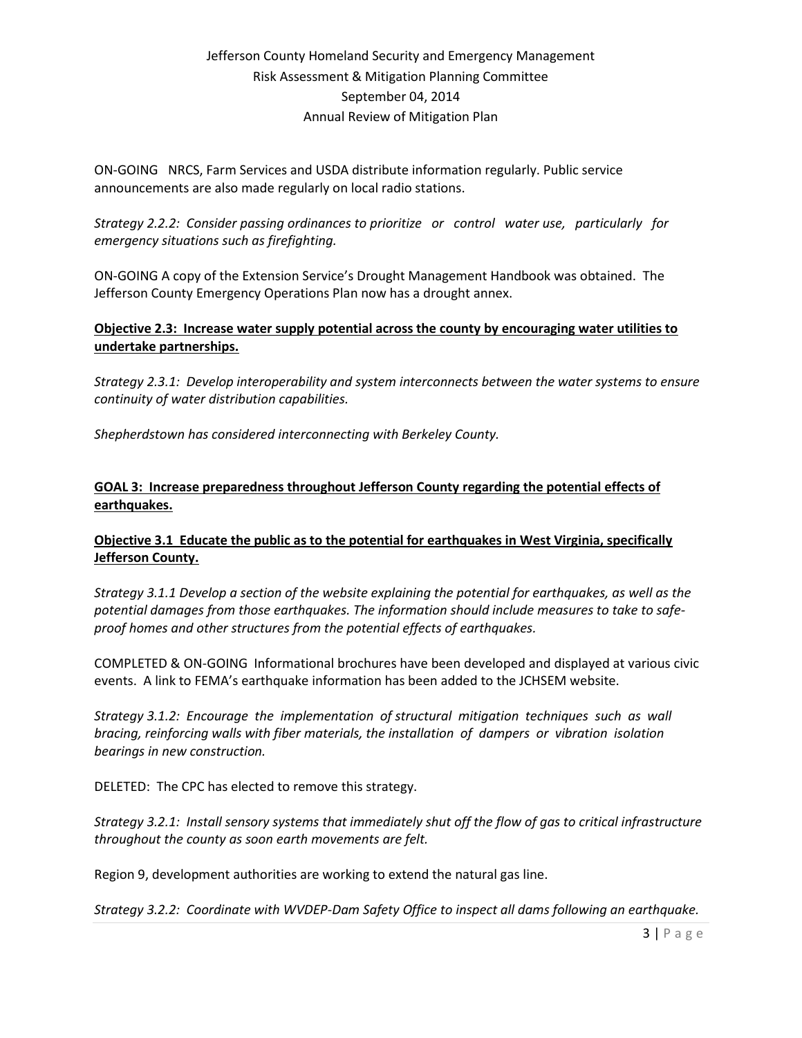ON-GOING NRCS, Farm Services and USDA distribute information regularly. Public service announcements are also made regularly on local radio stations.

*Strategy 2.2.2: Consider passing ordinances to prioritize or control water use, particularly for emergency situations such as firefighting.*

ON-GOING A copy of the Extension Service's Drought Management Handbook was obtained. The Jefferson County Emergency Operations Plan now has a drought annex.

**<u>Objective 2.3: Increase water supply potential across the county by encouraging water utilities to undertake partnerships.</u>**

*Strategy 2.3.1: Develop interoperability and system interconnects between the water systems to ensure continuity of water distribution capabilities.*

*Shepherdstown has considered interconnecting with Berkeley County.*

**<u>GOAL 3: Increase preparedness throughout Jefferson County regarding the potential effects of earthquakes.</u>**

**<u>Objective 3.1 Educate the public as to the potential for earthquakes in West Virginia, specifically Jefferson County.</u>**

*Strategy 3.1.1 Develop a section of the website explaining the potential for earthquakes, as well as the potential damages from those earthquakes. The information should include measures to take to safe-proof homes and other structures from the potential effects of earthquakes.*

COMPLETED & ON-GOING Informational brochures have been developed and displayed at various civic events. A link to FEMA's earthquake information has been added to the JCHSEM website.

*Strategy 3.1.2: Encourage the implementation of structural mitigation techniques such as wall bracing, reinforcing walls with fiber materials, the installation of dampers or vibration isolation bearings in new construction.*

DELETED: The CPC has elected to remove this strategy.

*Strategy 3.2.1: Install sensory systems that immediately shut off the flow of gas to critical infrastructure throughout the county as soon earth movements are felt.*

Region 9, development authorities are working to extend the natural gas line.

*Strategy 3.2.2: Coordinate with WVDEP-Dam Safety Office to inspect all dams following an earthquake.*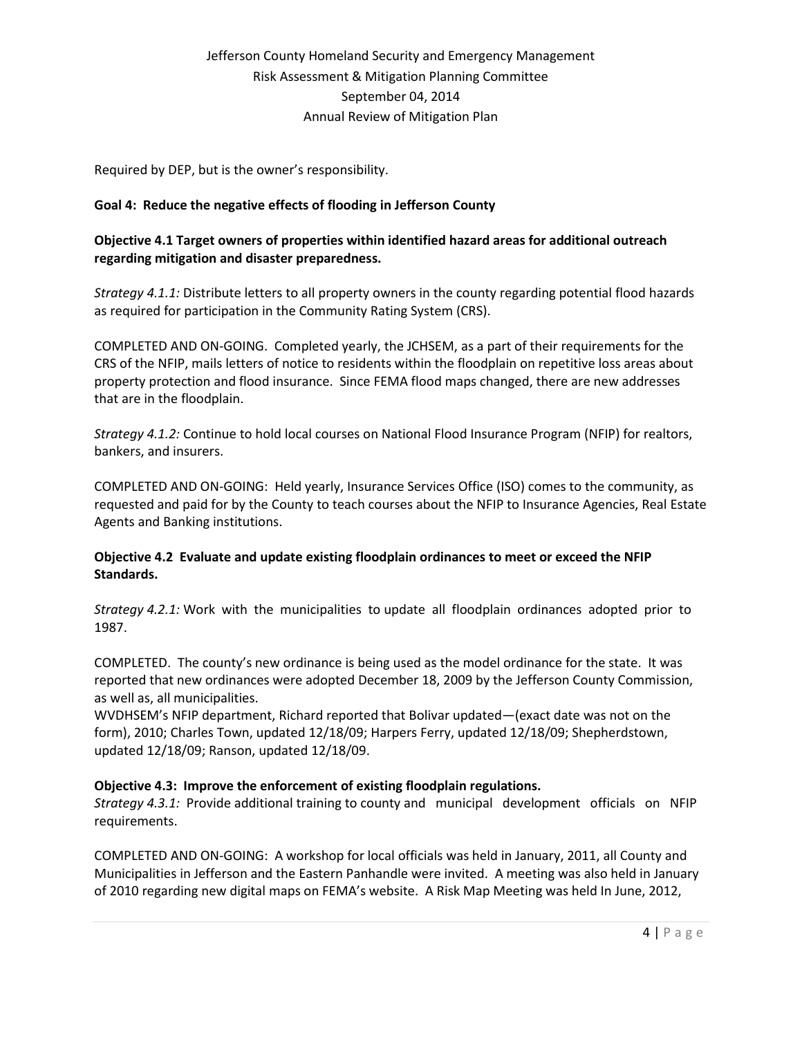Required by DEP, but is the owner's responsibility.

**Goal 4: Reduce the negative effects of flooding in Jefferson County**

**Objective 4.1 Target owners of properties within identified hazard areas for additional outreach regarding mitigation and disaster preparedness.**

*Strategy 4.1.1:* Distribute letters to all property owners in the county regarding potential flood hazards as required for participation in the Community Rating System (CRS).

COMPLETED AND ON-GOING. Completed yearly, the JCHSEM, as a part of their requirements for the CRS of the NFIP, mails letters of notice to residents within the floodplain on repetitive loss areas about property protection and flood insurance. Since FEMA flood maps changed, there are new addresses that are in the floodplain.

*Strategy 4.1.2:* Continue to hold local courses on National Flood Insurance Program (NFIP) for realtors, bankers, and insurers.

COMPLETED AND ON-GOING: Held yearly, Insurance Services Office (ISO) comes to the community, as requested and paid for by the County to teach courses about the NFIP to Insurance Agencies, Real Estate Agents and Banking institutions.

**Objective 4.2 Evaluate and update existing floodplain ordinances to meet or exceed the NFIP Standards.**

*Strategy 4.2.1:* Work with the municipalities to update all floodplain ordinances adopted prior to 1987.

COMPLETED. The county's new ordinance is being used as the model ordinance for the state. It was reported that new ordinances were adopted December 18, 2009 by the Jefferson County Commission, as well as, all municipalities.
WVDHSEM's NFIP department, Richard reported that Bolivar updated—(exact date was not on the form), 2010; Charles Town, updated 12/18/09; Harpers Ferry, updated 12/18/09; Shepherdstown, updated 12/18/09; Ranson, updated 12/18/09.

**Objective 4.3: Improve the enforcement of existing floodplain regulations.**
*Strategy 4.3.1:* Provide additional training to county and municipal development officials on NFIP requirements.

COMPLETED AND ON-GOING: A workshop for local officials was held in January, 2011, all County and Municipalities in Jefferson and the Eastern Panhandle were invited. A meeting was also held in January of 2010 regarding new digital maps on FEMA's website. A Risk Map Meeting was held In June, 2012,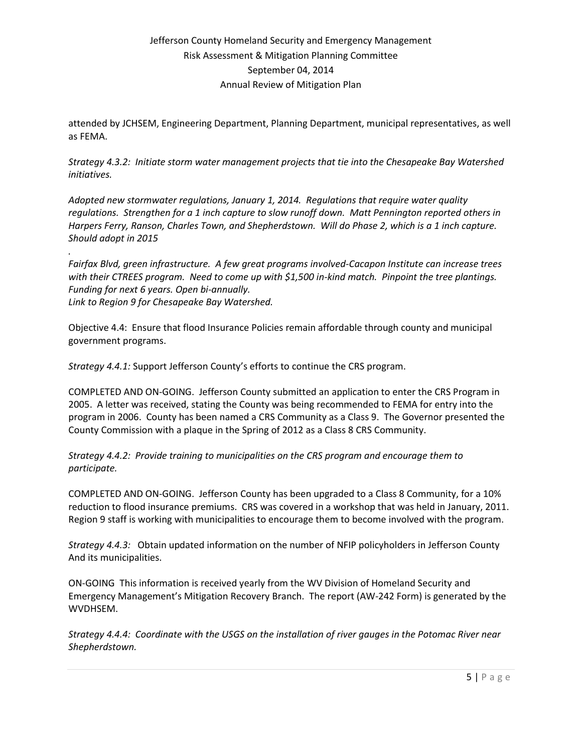attended by JCHSEM, Engineering Department, Planning Department, municipal representatives, as well as FEMA.

*Strategy 4.3.2: Initiate storm water management projects that tie into the Chesapeake Bay Watershed initiatives.*

*Adopted new stormwater regulations, January 1, 2014. Regulations that require water quality regulations. Strengthen for a 1 inch capture to slow runoff down. Matt Pennington reported others in Harpers Ferry, Ranson, Charles Town, and Shepherdstown. Will do Phase 2, which is a 1 inch capture. Should adopt in 2015*

*.*

*Fairfax Blvd, green infrastructure. A few great programs involved-Cacapon Institute can increase trees with their CTREES program. Need to come up with $1,500 in-kind match. Pinpoint the tree plantings. Funding for next 6 years. Open bi-annually.*
*Link to Region 9 for Chesapeake Bay Watershed.*

Objective 4.4: Ensure that flood Insurance Policies remain affordable through county and municipal government programs.

*Strategy 4.4.1:* Support Jefferson County's efforts to continue the CRS program.

COMPLETED AND ON-GOING. Jefferson County submitted an application to enter the CRS Program in 2005. A letter was received, stating the County was being recommended to FEMA for entry into the program in 2006. County has been named a CRS Community as a Class 9. The Governor presented the County Commission with a plaque in the Spring of 2012 as a Class 8 CRS Community.

*Strategy 4.4.2: Provide training to municipalities on the CRS program and encourage them to participate.*

COMPLETED AND ON-GOING. Jefferson County has been upgraded to a Class 8 Community, for a 10% reduction to flood insurance premiums. CRS was covered in a workshop that was held in January, 2011. Region 9 staff is working with municipalities to encourage them to become involved with the program.

*Strategy 4.4.3:* Obtain updated information on the number of NFIP policyholders in Jefferson County And its municipalities.

ON-GOING This information is received yearly from the WV Division of Homeland Security and Emergency Management's Mitigation Recovery Branch. The report (AW-242 Form) is generated by the WVDHSEM.

*Strategy 4.4.4: Coordinate with the USGS on the installation of river gauges in the Potomac River near Shepherdstown.*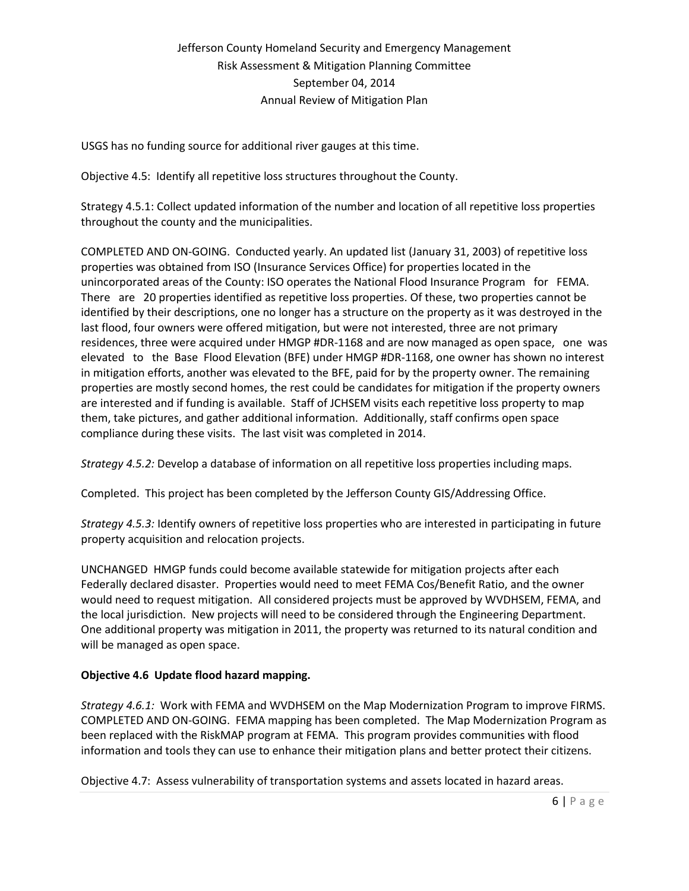USGS has no funding source for additional river gauges at this time.

Objective 4.5: Identify all repetitive loss structures throughout the County.

Strategy 4.5.1: Collect updated information of the number and location of all repetitive loss properties throughout the county and the municipalities.

COMPLETED AND ON-GOING. Conducted yearly. An updated list (January 31, 2003) of repetitive loss properties was obtained from ISO (Insurance Services Office) for properties located in the unincorporated areas of the County: ISO operates the National Flood Insurance Program for FEMA. There are 20 properties identified as repetitive loss properties. Of these, two properties cannot be identified by their descriptions, one no longer has a structure on the property as it was destroyed in the last flood, four owners were offered mitigation, but were not interested, three are not primary residences, three were acquired under HMGP #DR-1168 and are now managed as open space, one was elevated to the Base Flood Elevation (BFE) under HMGP #DR-1168, one owner has shown no interest in mitigation efforts, another was elevated to the BFE, paid for by the property owner. The remaining properties are mostly second homes, the rest could be candidates for mitigation if the property owners are interested and if funding is available. Staff of JCHSEM visits each repetitive loss property to map them, take pictures, and gather additional information. Additionally, staff confirms open space compliance during these visits. The last visit was completed in 2014.

*Strategy 4.5.2:* Develop a database of information on all repetitive loss properties including maps.

Completed. This project has been completed by the Jefferson County GIS/Addressing Office.

*Strategy 4.5.3:* Identify owners of repetitive loss properties who are interested in participating in future property acquisition and relocation projects.

UNCHANGED HMGP funds could become available statewide for mitigation projects after each Federally declared disaster. Properties would need to meet FEMA Cos/Benefit Ratio, and the owner would need to request mitigation. All considered projects must be approved by WVDHSEM, FEMA, and the local jurisdiction. New projects will need to be considered through the Engineering Department. One additional property was mitigation in 2011, the property was returned to its natural condition and will be managed as open space.

**Objective 4.6 Update flood hazard mapping.**

*Strategy 4.6.1:* Work with FEMA and WVDHSEM on the Map Modernization Program to improve FIRMS. COMPLETED AND ON-GOING. FEMA mapping has been completed. The Map Modernization Program as been replaced with the RiskMAP program at FEMA. This program provides communities with flood information and tools they can use to enhance their mitigation plans and better protect their citizens.

Objective 4.7: Assess vulnerability of transportation systems and assets located in hazard areas.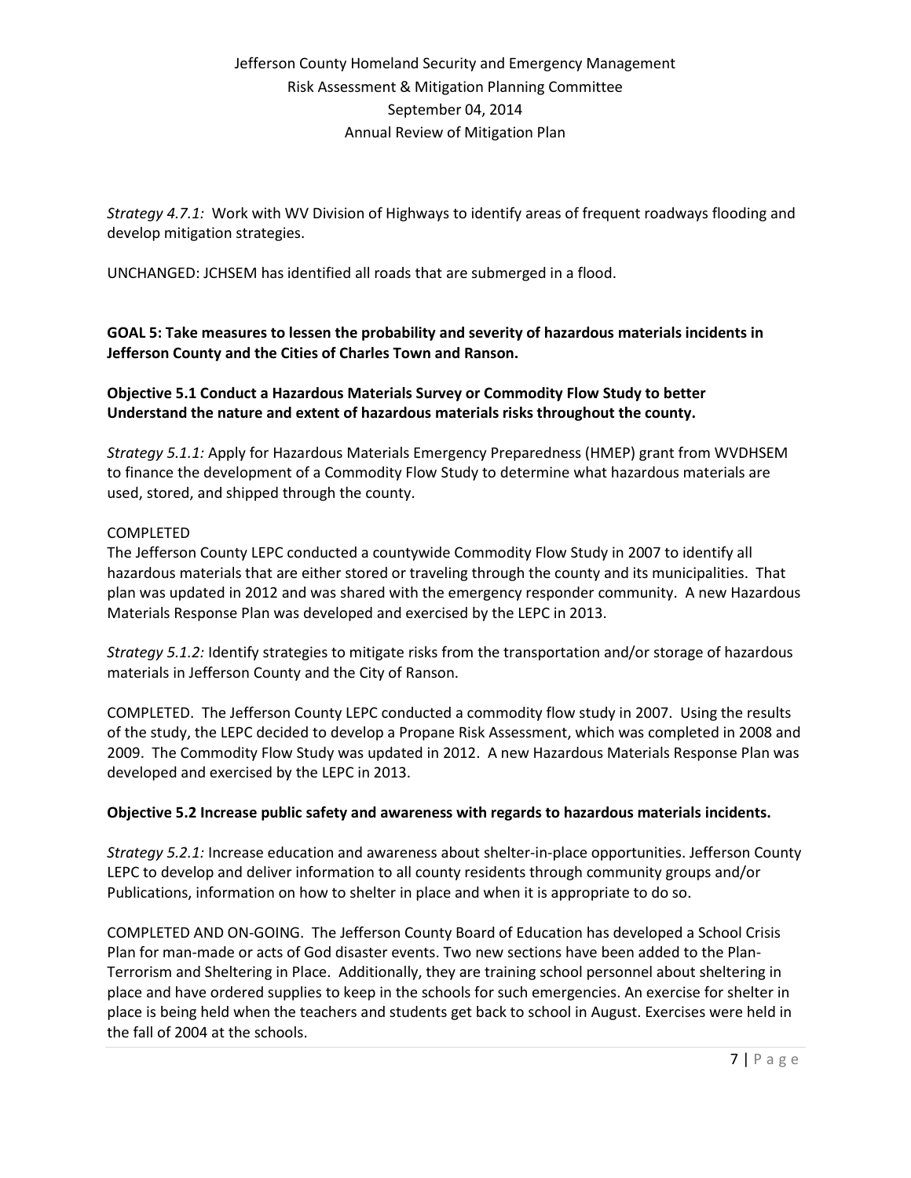*Strategy 4.7.1:* Work with WV Division of Highways to identify areas of frequent roadways flooding and develop mitigation strategies.

UNCHANGED: JCHSEM has identified all roads that are submerged in a flood.

**GOAL 5: Take measures to lessen the probability and severity of hazardous materials incidents in Jefferson County and the Cities of Charles Town and Ranson.**

**Objective 5.1 Conduct a Hazardous Materials Survey or Commodity Flow Study to better Understand the nature and extent of hazardous materials risks throughout the county.**

*Strategy 5.1.1:* Apply for Hazardous Materials Emergency Preparedness (HMEP) grant from WVDHSEM to finance the development of a Commodity Flow Study to determine what hazardous materials are used, stored, and shipped through the county.

COMPLETED
The Jefferson County LEPC conducted a countywide Commodity Flow Study in 2007 to identify all hazardous materials that are either stored or traveling through the county and its municipalities. That plan was updated in 2012 and was shared with the emergency responder community. A new Hazardous Materials Response Plan was developed and exercised by the LEPC in 2013.

*Strategy 5.1.2:* Identify strategies to mitigate risks from the transportation and/or storage of hazardous materials in Jefferson County and the City of Ranson.

COMPLETED. The Jefferson County LEPC conducted a commodity flow study in 2007. Using the results of the study, the LEPC decided to develop a Propane Risk Assessment, which was completed in 2008 and 2009. The Commodity Flow Study was updated in 2012. A new Hazardous Materials Response Plan was developed and exercised by the LEPC in 2013.

**Objective 5.2 Increase public safety and awareness with regards to hazardous materials incidents.**

*Strategy 5.2.1:* Increase education and awareness about shelter-in-place opportunities. Jefferson County LEPC to develop and deliver information to all county residents through community groups and/or Publications, information on how to shelter in place and when it is appropriate to do so.

COMPLETED AND ON-GOING. The Jefferson County Board of Education has developed a School Crisis Plan for man-made or acts of God disaster events. Two new sections have been added to the Plan- Terrorism and Sheltering in Place. Additionally, they are training school personnel about sheltering in place and have ordered supplies to keep in the schools for such emergencies. An exercise for shelter in place is being held when the teachers and students get back to school in August. Exercises were held in the fall of 2004 at the schools.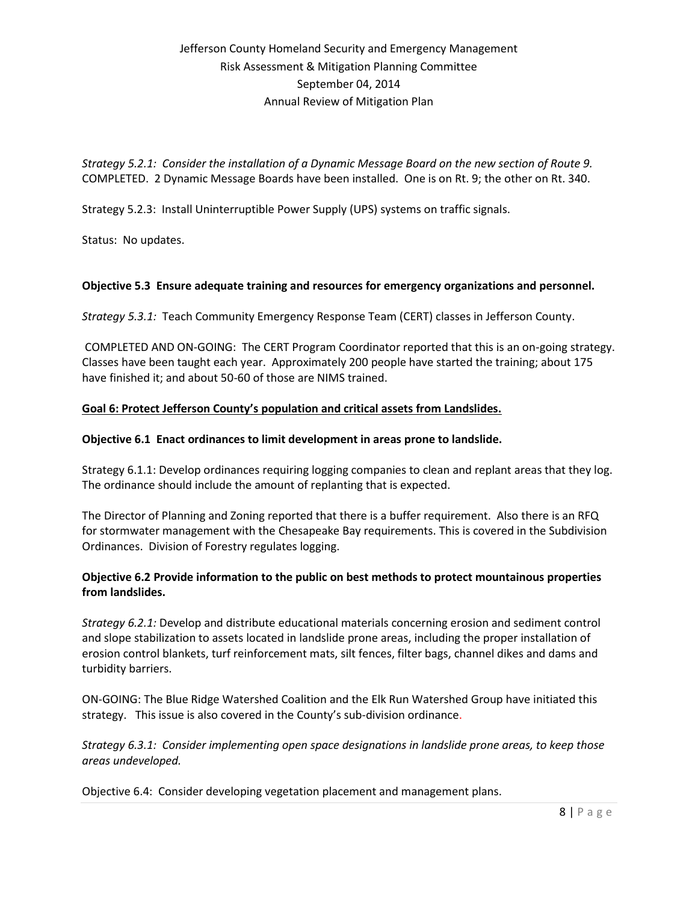*Strategy 5.2.1: Consider the installation of a Dynamic Message Board on the new section of Route 9.* COMPLETED. 2 Dynamic Message Boards have been installed. One is on Rt. 9; the other on Rt. 340.

Strategy 5.2.3: Install Uninterruptible Power Supply (UPS) systems on traffic signals.

Status: No updates.

**Objective 5.3 Ensure adequate training and resources for emergency organizations and personnel.**

*Strategy 5.3.1:* Teach Community Emergency Response Team (CERT) classes in Jefferson County.

COMPLETED AND ON-GOING: The CERT Program Coordinator reported that this is an on-going strategy. Classes have been taught each year. Approximately 200 people have started the training; about 175 have finished it; and about 50-60 of those are NIMS trained.

**Goal 6: Protect Jefferson County's population and critical assets from Landslides.**

**Objective 6.1 Enact ordinances to limit development in areas prone to landslide.**

Strategy 6.1.1: Develop ordinances requiring logging companies to clean and replant areas that they log. The ordinance should include the amount of replanting that is expected.

The Director of Planning and Zoning reported that there is a buffer requirement. Also there is an RFQ for stormwater management with the Chesapeake Bay requirements. This is covered in the Subdivision Ordinances. Division of Forestry regulates logging.

**Objective 6.2 Provide information to the public on best methods to protect mountainous properties from landslides.**

*Strategy 6.2.1:* Develop and distribute educational materials concerning erosion and sediment control and slope stabilization to assets located in landslide prone areas, including the proper installation of erosion control blankets, turf reinforcement mats, silt fences, filter bags, channel dikes and dams and turbidity barriers.

ON-GOING: The Blue Ridge Watershed Coalition and the Elk Run Watershed Group have initiated this strategy. This issue is also covered in the County's sub-division ordinance.

*Strategy 6.3.1: Consider implementing open space designations in landslide prone areas, to keep those areas undeveloped.*

Objective 6.4: Consider developing vegetation placement and management plans.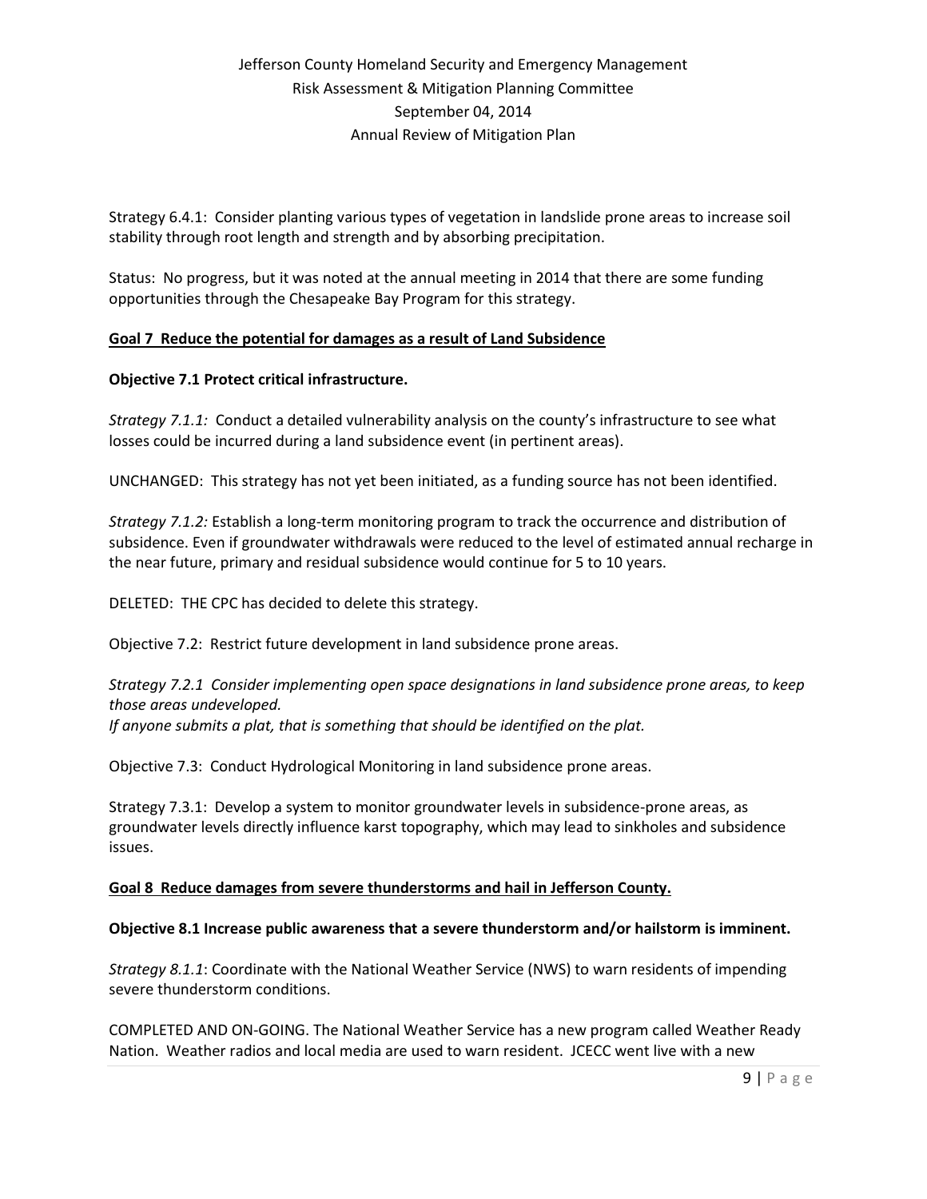Strategy 6.4.1: Consider planting various types of vegetation in landslide prone areas to increase soil stability through root length and strength and by absorbing precipitation.

Status: No progress, but it was noted at the annual meeting in 2014 that there are some funding opportunities through the Chesapeake Bay Program for this strategy.

**Goal 7 Reduce the potential for damages as a result of Land Subsidence**

**Objective 7.1 Protect critical infrastructure.**

*Strategy 7.1.1:* Conduct a detailed vulnerability analysis on the county's infrastructure to see what losses could be incurred during a land subsidence event (in pertinent areas).

UNCHANGED: This strategy has not yet been initiated, as a funding source has not been identified.

*Strategy 7.1.2:* Establish a long-term monitoring program to track the occurrence and distribution of subsidence. Even if groundwater withdrawals were reduced to the level of estimated annual recharge in the near future, primary and residual subsidence would continue for 5 to 10 years.

DELETED: THE CPC has decided to delete this strategy.

Objective 7.2: Restrict future development in land subsidence prone areas.

*Strategy 7.2.1 Consider implementing open space designations in land subsidence prone areas, to keep those areas undeveloped.*
*If anyone submits a plat, that is something that should be identified on the plat.*

Objective 7.3: Conduct Hydrological Monitoring in land subsidence prone areas.

Strategy 7.3.1: Develop a system to monitor groundwater levels in subsidence-prone areas, as groundwater levels directly influence karst topography, which may lead to sinkholes and subsidence issues.

**Goal 8 Reduce damages from severe thunderstorms and hail in Jefferson County.**

**Objective 8.1 Increase public awareness that a severe thunderstorm and/or hailstorm is imminent.**

*Strategy 8.1.1*: Coordinate with the National Weather Service (NWS) to warn residents of impending severe thunderstorm conditions.

COMPLETED AND ON-GOING. The National Weather Service has a new program called Weather Ready Nation. Weather radios and local media are used to warn resident. JCECC went live with a new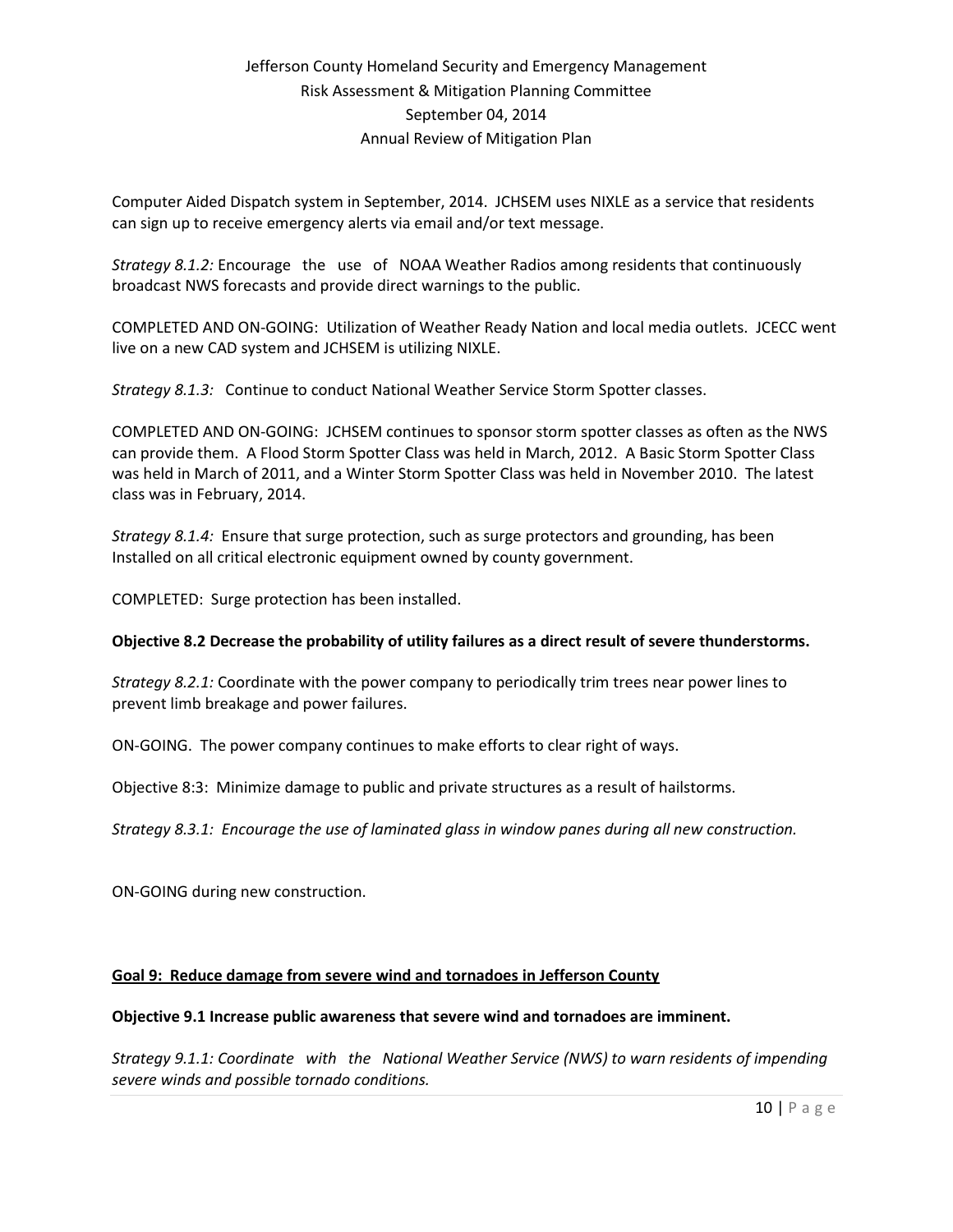Computer Aided Dispatch system in September, 2014. JCHSEM uses NIXLE as a service that residents can sign up to receive emergency alerts via email and/or text message.

*Strategy 8.1.2:* Encourage the use of NOAA Weather Radios among residents that continuously broadcast NWS forecasts and provide direct warnings to the public.

COMPLETED AND ON-GOING: Utilization of Weather Ready Nation and local media outlets. JCECC went live on a new CAD system and JCHSEM is utilizing NIXLE.

*Strategy 8.1.3:* Continue to conduct National Weather Service Storm Spotter classes.

COMPLETED AND ON-GOING: JCHSEM continues to sponsor storm spotter classes as often as the NWS can provide them. A Flood Storm Spotter Class was held in March, 2012. A Basic Storm Spotter Class was held in March of 2011, and a Winter Storm Spotter Class was held in November 2010. The latest class was in February, 2014.

*Strategy 8.1.4:* Ensure that surge protection, such as surge protectors and grounding, has been Installed on all critical electronic equipment owned by county government.

COMPLETED: Surge protection has been installed.

**Objective 8.2 Decrease the probability of utility failures as a direct result of severe thunderstorms.**

*Strategy 8.2.1:* Coordinate with the power company to periodically trim trees near power lines to prevent limb breakage and power failures.

ON-GOING. The power company continues to make efforts to clear right of ways.

Objective 8:3: Minimize damage to public and private structures as a result of hailstorms.

*Strategy 8.3.1: Encourage the use of laminated glass in window panes during all new construction.*

ON-GOING during new construction.

**<u>Goal 9: Reduce damage from severe wind and tornadoes in Jefferson County</u>**

**Objective 9.1 Increase public awareness that severe wind and tornadoes are imminent.**

*Strategy 9.1.1: Coordinate with the National Weather Service (NWS) to warn residents of impending severe winds and possible tornado conditions.*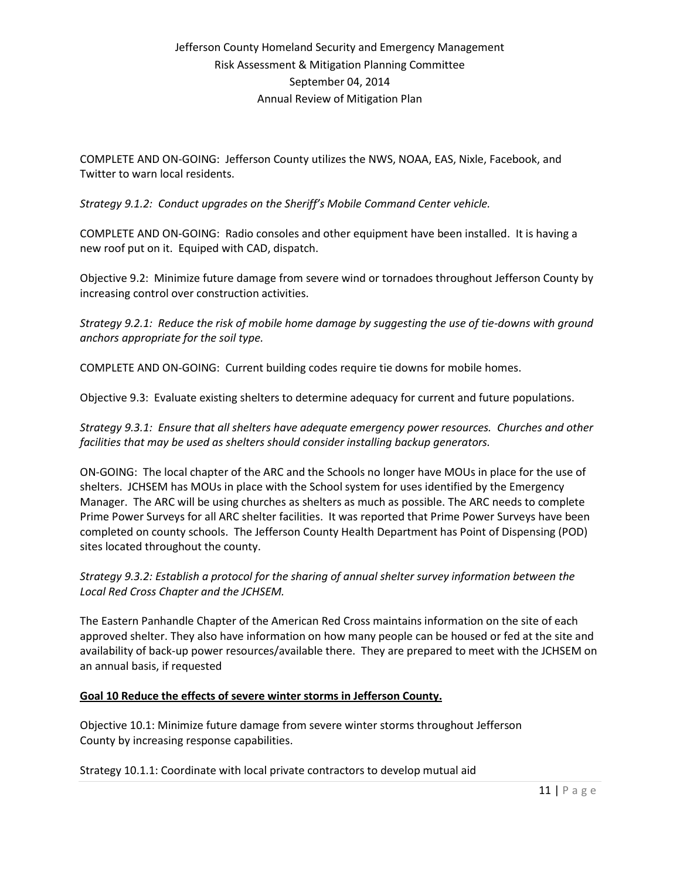COMPLETE AND ON-GOING: Jefferson County utilizes the NWS, NOAA, EAS, Nixle, Facebook, and Twitter to warn local residents.

*Strategy 9.1.2: Conduct upgrades on the Sheriff's Mobile Command Center vehicle.*

COMPLETE AND ON-GOING: Radio consoles and other equipment have been installed. It is having a new roof put on it. Equiped with CAD, dispatch.

Objective 9.2: Minimize future damage from severe wind or tornadoes throughout Jefferson County by increasing control over construction activities.

*Strategy 9.2.1: Reduce the risk of mobile home damage by suggesting the use of tie-downs with ground anchors appropriate for the soil type.*

COMPLETE AND ON-GOING: Current building codes require tie downs for mobile homes.

Objective 9.3: Evaluate existing shelters to determine adequacy for current and future populations.

*Strategy 9.3.1: Ensure that all shelters have adequate emergency power resources. Churches and other facilities that may be used as shelters should consider installing backup generators.*

ON-GOING: The local chapter of the ARC and the Schools no longer have MOUs in place for the use of shelters. JCHSEM has MOUs in place with the School system for uses identified by the Emergency Manager. The ARC will be using churches as shelters as much as possible. The ARC needs to complete Prime Power Surveys for all ARC shelter facilities. It was reported that Prime Power Surveys have been completed on county schools. The Jefferson County Health Department has Point of Dispensing (POD) sites located throughout the county.

*Strategy 9.3.2: Establish a protocol for the sharing of annual shelter survey information between the Local Red Cross Chapter and the JCHSEM.*

The Eastern Panhandle Chapter of the American Red Cross maintains information on the site of each approved shelter. They also have information on how many people can be housed or fed at the site and availability of back-up power resources/available there. They are prepared to meet with the JCHSEM on an annual basis, if requested

**Goal 10 Reduce the effects of severe winter storms in Jefferson County.**

Objective 10.1: Minimize future damage from severe winter storms throughout Jefferson County by increasing response capabilities.

Strategy 10.1.1: Coordinate with local private contractors to develop mutual aid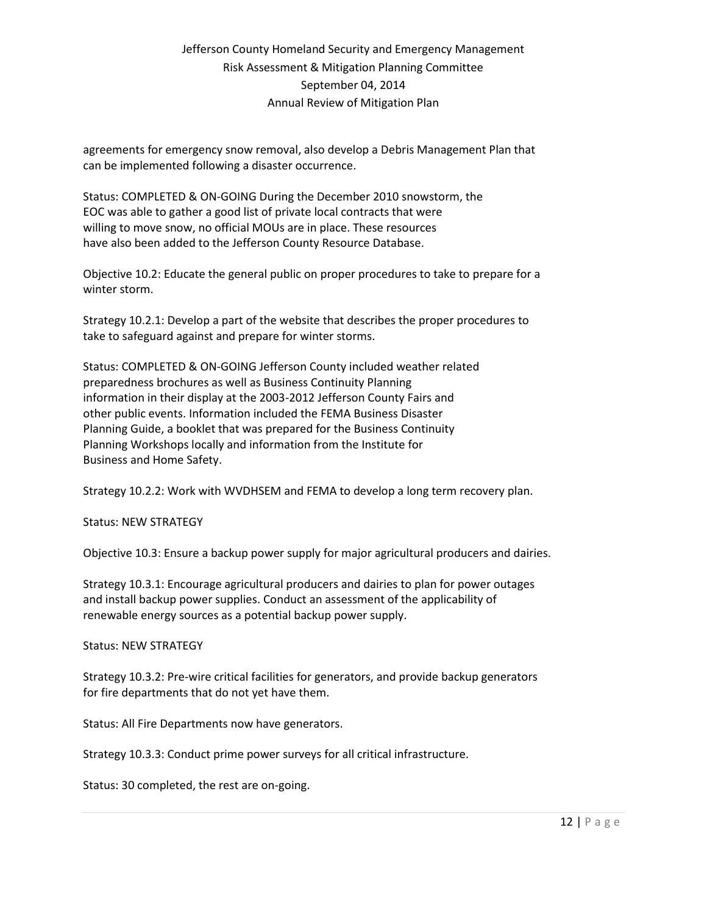agreements for emergency snow removal, also develop a Debris Management Plan that can be implemented following a disaster occurrence.

Status: COMPLETED & ON-GOING During the December 2010 snowstorm, the EOC was able to gather a good list of private local contracts that were willing to move snow, no official MOUs are in place. These resources have also been added to the Jefferson County Resource Database.

Objective 10.2: Educate the general public on proper procedures to take to prepare for a winter storm.

Strategy 10.2.1: Develop a part of the website that describes the proper procedures to take to safeguard against and prepare for winter storms.

Status: COMPLETED & ON-GOING Jefferson County included weather related preparedness brochures as well as Business Continuity Planning information in their display at the 2003-2012 Jefferson County Fairs and other public events. Information included the FEMA Business Disaster Planning Guide, a booklet that was prepared for the Business Continuity Planning Workshops locally and information from the Institute for Business and Home Safety.

Strategy 10.2.2: Work with WVDHSEM and FEMA to develop a long term recovery plan.

Status: NEW STRATEGY

Objective 10.3: Ensure a backup power supply for major agricultural producers and dairies.

Strategy 10.3.1: Encourage agricultural producers and dairies to plan for power outages and install backup power supplies. Conduct an assessment of the applicability of renewable energy sources as a potential backup power supply.

Status: NEW STRATEGY

Strategy 10.3.2: Pre-wire critical facilities for generators, and provide backup generators for fire departments that do not yet have them.

Status: All Fire Departments now have generators.

Strategy 10.3.3: Conduct prime power surveys for all critical infrastructure.

Status: 30 completed, the rest are on-going.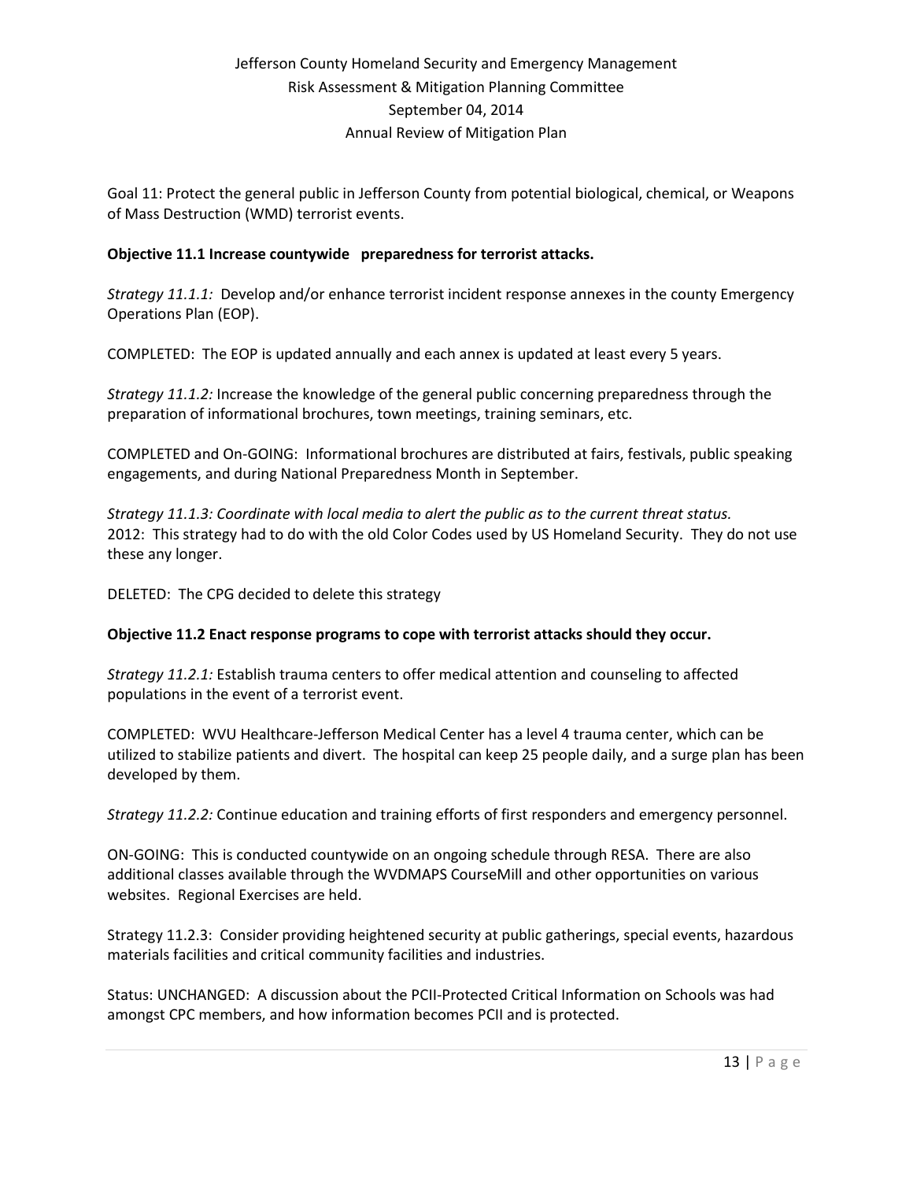Goal 11: Protect the general public in Jefferson County from potential biological, chemical, or Weapons of Mass Destruction (WMD) terrorist events.

**Objective 11.1 Increase countywide preparedness for terrorist attacks.**

*Strategy 11.1.1:* Develop and/or enhance terrorist incident response annexes in the county Emergency Operations Plan (EOP).

COMPLETED: The EOP is updated annually and each annex is updated at least every 5 years.

*Strategy 11.1.2:* Increase the knowledge of the general public concerning preparedness through the preparation of informational brochures, town meetings, training seminars, etc.

COMPLETED and On-GOING: Informational brochures are distributed at fairs, festivals, public speaking engagements, and during National Preparedness Month in September.

*Strategy 11.1.3: Coordinate with local media to alert the public as to the current threat status.*
2012: This strategy had to do with the old Color Codes used by US Homeland Security. They do not use these any longer.

DELETED: The CPG decided to delete this strategy

**Objective 11.2 Enact response programs to cope with terrorist attacks should they occur.**

*Strategy 11.2.1:* Establish trauma centers to offer medical attention and counseling to affected populations in the event of a terrorist event.

COMPLETED: WVU Healthcare-Jefferson Medical Center has a level 4 trauma center, which can be utilized to stabilize patients and divert. The hospital can keep 25 people daily, and a surge plan has been developed by them.

*Strategy 11.2.2:* Continue education and training efforts of first responders and emergency personnel.

ON-GOING: This is conducted countywide on an ongoing schedule through RESA. There are also additional classes available through the WVDMAPS CourseMill and other opportunities on various websites. Regional Exercises are held.

Strategy 11.2.3: Consider providing heightened security at public gatherings, special events, hazardous materials facilities and critical community facilities and industries.

Status: UNCHANGED: A discussion about the PCII-Protected Critical Information on Schools was had amongst CPC members, and how information becomes PCII and is protected.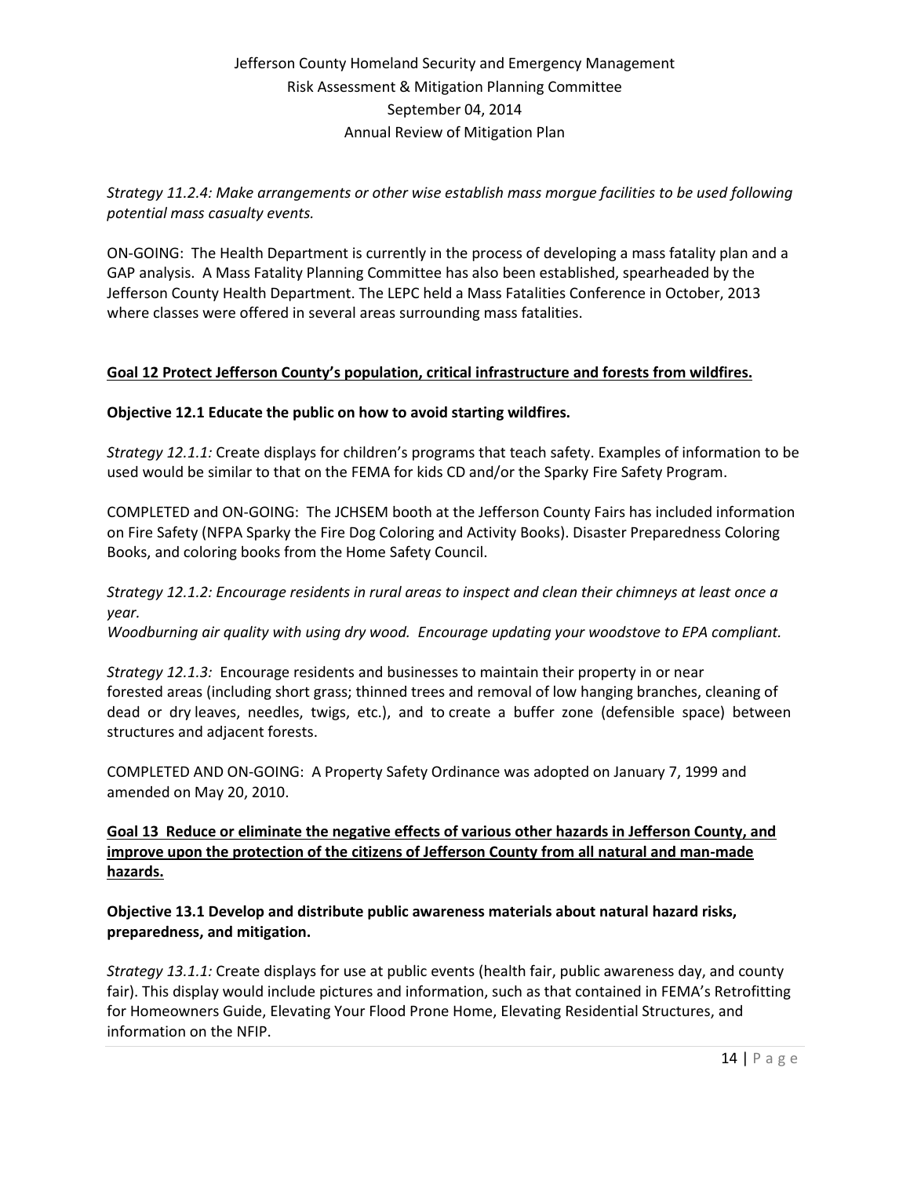*Strategy 11.2.4: Make arrangements or other wise establish mass morgue facilities to be used following potential mass casualty events.*

ON-GOING: The Health Department is currently in the process of developing a mass fatality plan and a GAP analysis. A Mass Fatality Planning Committee has also been established, spearheaded by the Jefferson County Health Department. The LEPC held a Mass Fatalities Conference in October, 2013 where classes were offered in several areas surrounding mass fatalities.

**<u>Goal 12 Protect Jefferson County's population, critical infrastructure and forests from wildfires.</u>**

**Objective 12.1 Educate the public on how to avoid starting wildfires.**

*Strategy 12.1.1:* Create displays for children's programs that teach safety. Examples of information to be used would be similar to that on the FEMA for kids CD and/or the Sparky Fire Safety Program.

COMPLETED and ON-GOING: The JCHSEM booth at the Jefferson County Fairs has included information on Fire Safety (NFPA Sparky the Fire Dog Coloring and Activity Books). Disaster Preparedness Coloring Books, and coloring books from the Home Safety Council.

*Strategy 12.1.2: Encourage residents in rural areas to inspect and clean their chimneys at least once a year.*
*Woodburning air quality with using dry wood. Encourage updating your woodstove to EPA compliant.*

*Strategy 12.1.3:* Encourage residents and businesses to maintain their property in or near forested areas (including short grass; thinned trees and removal of low hanging branches, cleaning of dead or dry leaves, needles, twigs, etc.), and to create a buffer zone (defensible space) between structures and adjacent forests.

COMPLETED AND ON-GOING: A Property Safety Ordinance was adopted on January 7, 1999 and amended on May 20, 2010.

**<u>Goal 13 Reduce or eliminate the negative effects of various other hazards in Jefferson County, and improve upon the protection of the citizens of Jefferson County from all natural and man-made hazards.</u>**

**Objective 13.1 Develop and distribute public awareness materials about natural hazard risks, preparedness, and mitigation.**

*Strategy 13.1.1:* Create displays for use at public events (health fair, public awareness day, and county fair). This display would include pictures and information, such as that contained in FEMA's Retrofitting for Homeowners Guide, Elevating Your Flood Prone Home, Elevating Residential Structures, and information on the NFIP.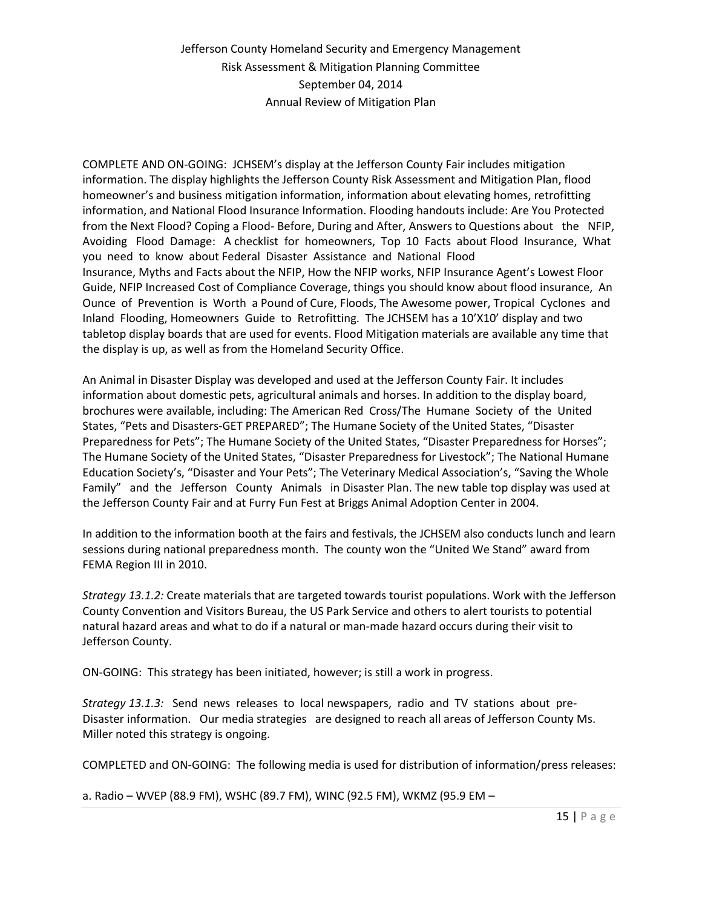COMPLETE AND ON-GOING: JCHSEM's display at the Jefferson County Fair includes mitigation information. The display highlights the Jefferson County Risk Assessment and Mitigation Plan, flood homeowner's and business mitigation information, information about elevating homes, retrofitting information, and National Flood Insurance Information. Flooding handouts include: Are You Protected from the Next Flood? Coping a Flood- Before, During and After, Answers to Questions about the NFIP, Avoiding Flood Damage: A checklist for homeowners, Top 10 Facts about Flood Insurance, What you need to know about Federal Disaster Assistance and National Flood Insurance, Myths and Facts about the NFIP, How the NFIP works, NFIP Insurance Agent's Lowest Floor Guide, NFIP Increased Cost of Compliance Coverage, things you should know about flood insurance, An Ounce of Prevention is Worth a Pound of Cure, Floods, The Awesome power, Tropical Cyclones and Inland Flooding, Homeowners Guide to Retrofitting. The JCHSEM has a 10'X10' display and two tabletop display boards that are used for events. Flood Mitigation materials are available any time that the display is up, as well as from the Homeland Security Office.

An Animal in Disaster Display was developed and used at the Jefferson County Fair. It includes information about domestic pets, agricultural animals and horses. In addition to the display board, brochures were available, including: The American Red Cross/The Humane Society of the United States, "Pets and Disasters-GET PREPARED"; The Humane Society of the United States, "Disaster Preparedness for Pets"; The Humane Society of the United States, "Disaster Preparedness for Horses"; The Humane Society of the United States, "Disaster Preparedness for Livestock"; The National Humane Education Society's, "Disaster and Your Pets"; The Veterinary Medical Association's, "Saving the Whole Family" and the Jefferson County Animals in Disaster Plan. The new table top display was used at the Jefferson County Fair and at Furry Fun Fest at Briggs Animal Adoption Center in 2004.

In addition to the information booth at the fairs and festivals, the JCHSEM also conducts lunch and learn sessions during national preparedness month. The county won the "United We Stand" award from FEMA Region III in 2010.

*Strategy 13.1.2:* Create materials that are targeted towards tourist populations. Work with the Jefferson County Convention and Visitors Bureau, the US Park Service and others to alert tourists to potential natural hazard areas and what to do if a natural or man-made hazard occurs during their visit to Jefferson County.

ON-GOING: This strategy has been initiated, however; is still a work in progress.

*Strategy 13.1.3:* Send news releases to local newspapers, radio and TV stations about pre-Disaster information. Our media strategies are designed to reach all areas of Jefferson County Ms. Miller noted this strategy is ongoing.

COMPLETED and ON-GOING: The following media is used for distribution of information/press releases:

a. Radio – WVEP (88.9 FM), WSHC (89.7 FM), WINC (92.5 FM), WKMZ (95.9 EM –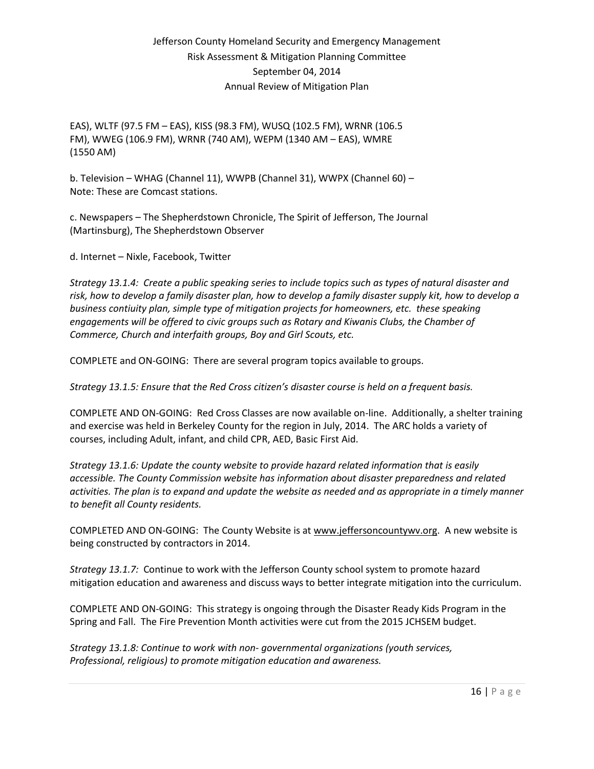EAS), WLTF (97.5 FM – EAS), KISS (98.3 FM), WUSQ (102.5 FM), WRNR (106.5 FM), WWEG (106.9 FM), WRNR (740 AM), WEPM (1340 AM – EAS), WMRE (1550 AM)

b. Television – WHAG (Channel 11), WWPB (Channel 31), WWPX (Channel 60) – Note: These are Comcast stations.

c. Newspapers – The Shepherdstown Chronicle, The Spirit of Jefferson, The Journal (Martinsburg), The Shepherdstown Observer

d. Internet – Nixle, Facebook, Twitter

*Strategy 13.1.4: Create a public speaking series to include topics such as types of natural disaster and risk, how to develop a family disaster plan, how to develop a family disaster supply kit, how to develop a business contiuity plan, simple type of mitigation projects for homeowners, etc. these speaking engagements will be offered to civic groups such as Rotary and Kiwanis Clubs, the Chamber of Commerce, Church and interfaith groups, Boy and Girl Scouts, etc.*

COMPLETE and ON-GOING: There are several program topics available to groups.

*Strategy 13.1.5: Ensure that the Red Cross citizen's disaster course is held on a frequent basis.*

COMPLETE AND ON-GOING: Red Cross Classes are now available on-line. Additionally, a shelter training and exercise was held in Berkeley County for the region in July, 2014. The ARC holds a variety of courses, including Adult, infant, and child CPR, AED, Basic First Aid.

*Strategy 13.1.6: Update the county website to provide hazard related information that is easily accessible. The County Commission website has information about disaster preparedness and related activities. The plan is to expand and update the website as needed and as appropriate in a timely manner to benefit all County residents.*

COMPLETED AND ON-GOING: The County Website is at www.jeffersoncountywv.org. A new website is being constructed by contractors in 2014.

*Strategy 13.1.7:* Continue to work with the Jefferson County school system to promote hazard mitigation education and awareness and discuss ways to better integrate mitigation into the curriculum.

COMPLETE AND ON-GOING: This strategy is ongoing through the Disaster Ready Kids Program in the Spring and Fall. The Fire Prevention Month activities were cut from the 2015 JCHSEM budget.

*Strategy 13.1.8: Continue to work with non- governmental organizations (youth services, Professional, religious) to promote mitigation education and awareness.*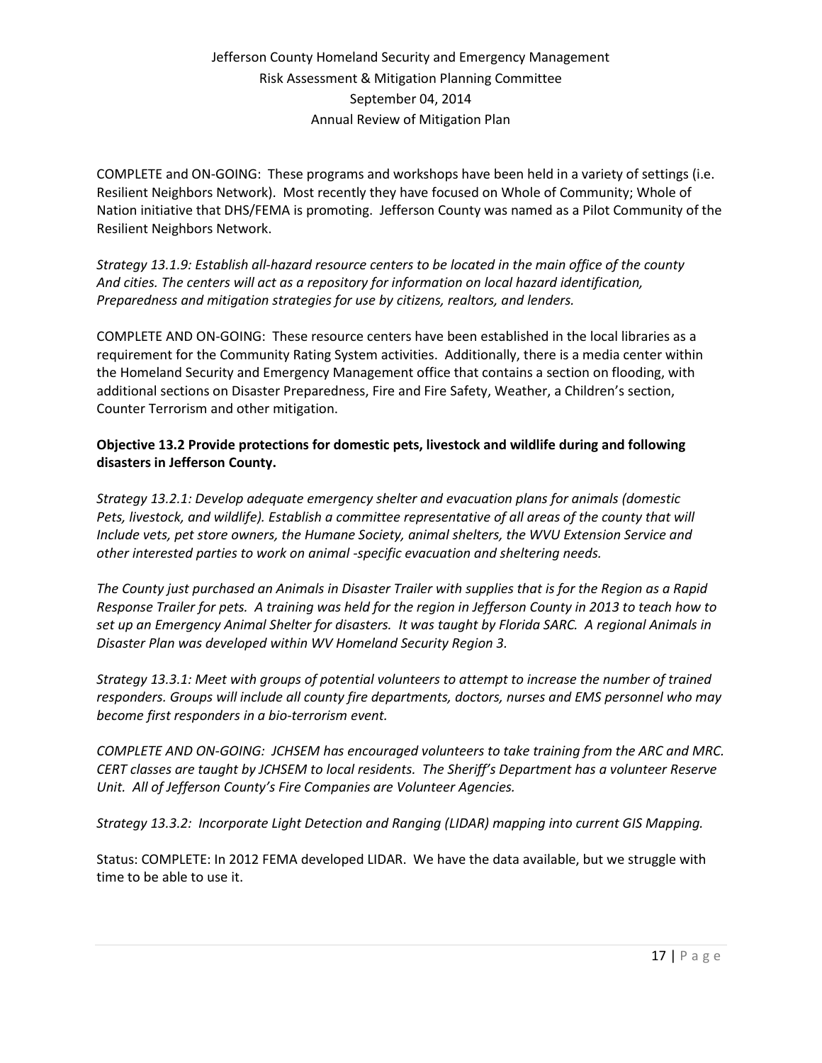COMPLETE and ON-GOING: These programs and workshops have been held in a variety of settings (i.e. Resilient Neighbors Network). Most recently they have focused on Whole of Community; Whole of Nation initiative that DHS/FEMA is promoting. Jefferson County was named as a Pilot Community of the Resilient Neighbors Network.

*Strategy 13.1.9: Establish all-hazard resource centers to be located in the main office of the county And cities. The centers will act as a repository for information on local hazard identification, Preparedness and mitigation strategies for use by citizens, realtors, and lenders.*

COMPLETE AND ON-GOING: These resource centers have been established in the local libraries as a requirement for the Community Rating System activities. Additionally, there is a media center within the Homeland Security and Emergency Management office that contains a section on flooding, with additional sections on Disaster Preparedness, Fire and Fire Safety, Weather, a Children's section, Counter Terrorism and other mitigation.

**Objective 13.2 Provide protections for domestic pets, livestock and wildlife during and following disasters in Jefferson County.**

*Strategy 13.2.1: Develop adequate emergency shelter and evacuation plans for animals (domestic Pets, livestock, and wildlife). Establish a committee representative of all areas of the county that will Include vets, pet store owners, the Humane Society, animal shelters, the WVU Extension Service and other interested parties to work on animal -specific evacuation and sheltering needs.*

*The County just purchased an Animals in Disaster Trailer with supplies that is for the Region as a Rapid Response Trailer for pets. A training was held for the region in Jefferson County in 2013 to teach how to set up an Emergency Animal Shelter for disasters. It was taught by Florida SARC. A regional Animals in Disaster Plan was developed within WV Homeland Security Region 3.*

*Strategy 13.3.1: Meet with groups of potential volunteers to attempt to increase the number of trained responders. Groups will include all county fire departments, doctors, nurses and EMS personnel who may become first responders in a bio-terrorism event.*

*COMPLETE AND ON-GOING: JCHSEM has encouraged volunteers to take training from the ARC and MRC. CERT classes are taught by JCHSEM to local residents. The Sheriff's Department has a volunteer Reserve Unit. All of Jefferson County's Fire Companies are Volunteer Agencies.*

*Strategy 13.3.2: Incorporate Light Detection and Ranging (LIDAR) mapping into current GIS Mapping.*

Status: COMPLETE: In 2012 FEMA developed LIDAR. We have the data available, but we struggle with time to be able to use it.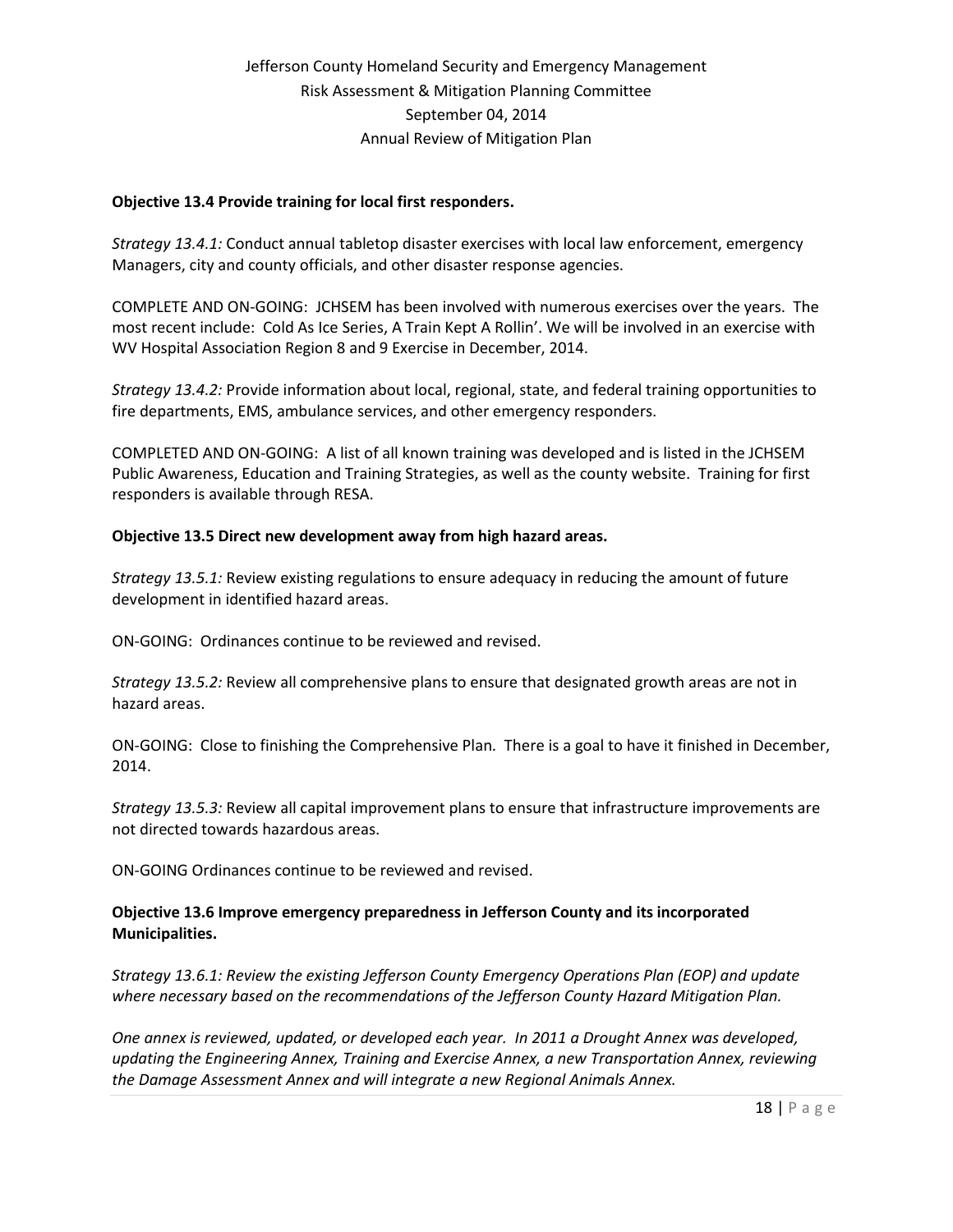**Objective 13.4 Provide training for local first responders.**

*Strategy 13.4.1:* Conduct annual tabletop disaster exercises with local law enforcement, emergency Managers, city and county officials, and other disaster response agencies.

COMPLETE AND ON-GOING: JCHSEM has been involved with numerous exercises over the years. The most recent include: Cold As Ice Series, A Train Kept A Rollin'. We will be involved in an exercise with WV Hospital Association Region 8 and 9 Exercise in December, 2014.

*Strategy 13.4.2:* Provide information about local, regional, state, and federal training opportunities to fire departments, EMS, ambulance services, and other emergency responders.

COMPLETED AND ON-GOING: A list of all known training was developed and is listed in the JCHSEM Public Awareness, Education and Training Strategies, as well as the county website. Training for first responders is available through RESA.

**Objective 13.5 Direct new development away from high hazard areas.**

*Strategy 13.5.1:* Review existing regulations to ensure adequacy in reducing the amount of future development in identified hazard areas.

ON-GOING: Ordinances continue to be reviewed and revised.

*Strategy 13.5.2:* Review all comprehensive plans to ensure that designated growth areas are not in hazard areas.

ON-GOING: Close to finishing the Comprehensive Plan. There is a goal to have it finished in December, 2014.

*Strategy 13.5.3:* Review all capital improvement plans to ensure that infrastructure improvements are not directed towards hazardous areas.

ON-GOING Ordinances continue to be reviewed and revised.

**Objective 13.6 Improve emergency preparedness in Jefferson County and its incorporated Municipalities.**

*Strategy 13.6.1: Review the existing Jefferson County Emergency Operations Plan (EOP) and update where necessary based on the recommendations of the Jefferson County Hazard Mitigation Plan.*

*One annex is reviewed, updated, or developed each year. In 2011 a Drought Annex was developed, updating the Engineering Annex, Training and Exercise Annex, a new Transportation Annex, reviewing the Damage Assessment Annex and will integrate a new Regional Animals Annex.*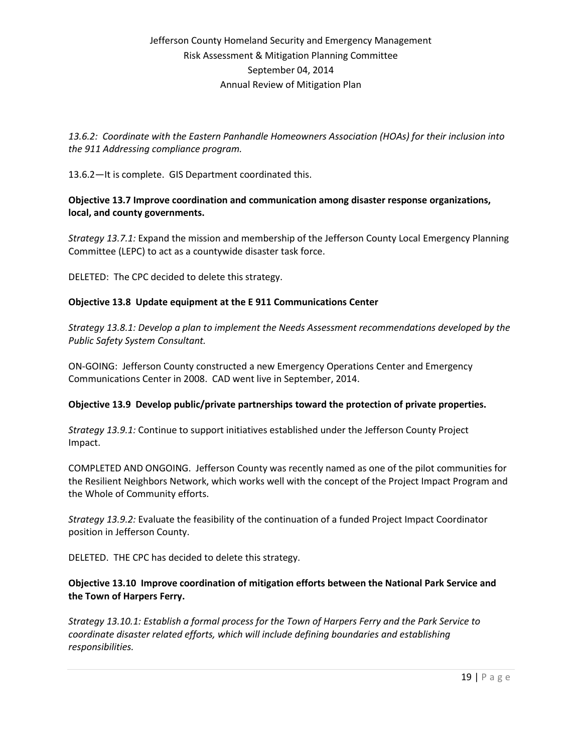*13.6.2: Coordinate with the Eastern Panhandle Homeowners Association (HOAs) for their inclusion into the 911 Addressing compliance program.*

13.6.2—It is complete. GIS Department coordinated this.

**Objective 13.7 Improve coordination and communication among disaster response organizations, local, and county governments.**

*Strategy 13.7.1:* Expand the mission and membership of the Jefferson County Local Emergency Planning Committee (LEPC) to act as a countywide disaster task force.

DELETED: The CPC decided to delete this strategy.

**Objective 13.8 Update equipment at the E 911 Communications Center**

*Strategy 13.8.1: Develop a plan to implement the Needs Assessment recommendations developed by the Public Safety System Consultant.*

ON-GOING: Jefferson County constructed a new Emergency Operations Center and Emergency Communications Center in 2008. CAD went live in September, 2014.

**Objective 13.9 Develop public/private partnerships toward the protection of private properties.**

*Strategy 13.9.1:* Continue to support initiatives established under the Jefferson County Project Impact.

COMPLETED AND ONGOING. Jefferson County was recently named as one of the pilot communities for the Resilient Neighbors Network, which works well with the concept of the Project Impact Program and the Whole of Community efforts.

*Strategy 13.9.2:* Evaluate the feasibility of the continuation of a funded Project Impact Coordinator position in Jefferson County.

DELETED. THE CPC has decided to delete this strategy.

**Objective 13.10 Improve coordination of mitigation efforts between the National Park Service and the Town of Harpers Ferry.**

*Strategy 13.10.1: Establish a formal process for the Town of Harpers Ferry and the Park Service to coordinate disaster related efforts, which will include defining boundaries and establishing responsibilities.*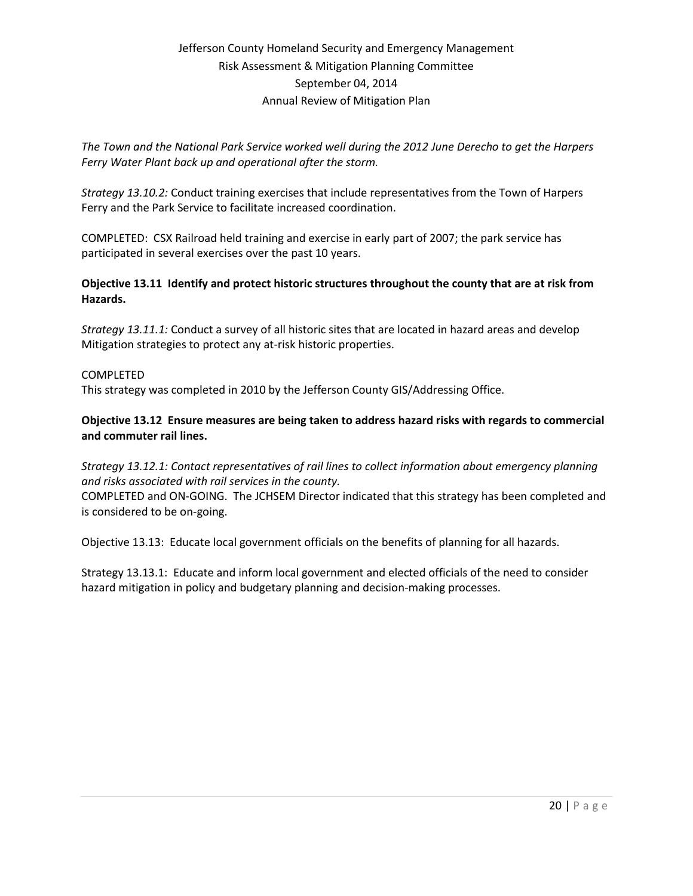*The Town and the National Park Service worked well during the 2012 June Derecho to get the Harpers Ferry Water Plant back up and operational after the storm.*

*Strategy 13.10.2:* Conduct training exercises that include representatives from the Town of Harpers Ferry and the Park Service to facilitate increased coordination.

COMPLETED: CSX Railroad held training and exercise in early part of 2007; the park service has participated in several exercises over the past 10 years.

**Objective 13.11 Identify and protect historic structures throughout the county that are at risk from Hazards.**

*Strategy 13.11.1:* Conduct a survey of all historic sites that are located in hazard areas and develop Mitigation strategies to protect any at-risk historic properties.

COMPLETED
This strategy was completed in 2010 by the Jefferson County GIS/Addressing Office.

**Objective 13.12 Ensure measures are being taken to address hazard risks with regards to commercial and commuter rail lines.**

*Strategy 13.12.1: Contact representatives of rail lines to collect information about emergency planning and risks associated with rail services in the county.*
COMPLETED and ON-GOING. The JCHSEM Director indicated that this strategy has been completed and is considered to be on-going.

Objective 13.13: Educate local government officials on the benefits of planning for all hazards.

Strategy 13.13.1: Educate and inform local government and elected officials of the need to consider hazard mitigation in policy and budgetary planning and decision-making processes.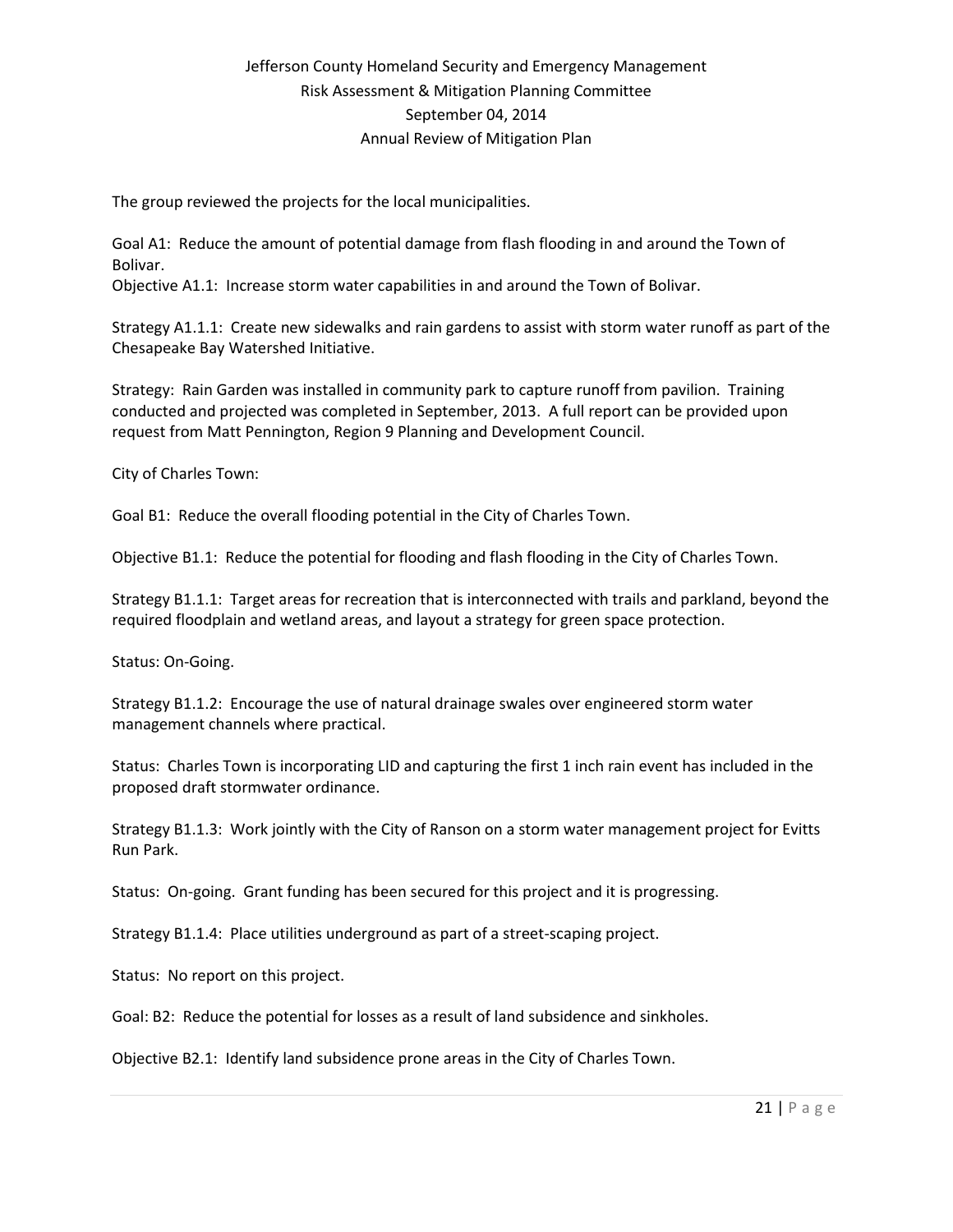The group reviewed the projects for the local municipalities.

Goal A1: Reduce the amount of potential damage from flash flooding in and around the Town of Bolivar.
Objective A1.1: Increase storm water capabilities in and around the Town of Bolivar.

Strategy A1.1.1: Create new sidewalks and rain gardens to assist with storm water runoff as part of the Chesapeake Bay Watershed Initiative.

Strategy: Rain Garden was installed in community park to capture runoff from pavilion. Training conducted and projected was completed in September, 2013. A full report can be provided upon request from Matt Pennington, Region 9 Planning and Development Council.

City of Charles Town:

Goal B1: Reduce the overall flooding potential in the City of Charles Town.

Objective B1.1: Reduce the potential for flooding and flash flooding in the City of Charles Town.

Strategy B1.1.1: Target areas for recreation that is interconnected with trails and parkland, beyond the required floodplain and wetland areas, and layout a strategy for green space protection.

Status: On-Going.

Strategy B1.1.2: Encourage the use of natural drainage swales over engineered storm water management channels where practical.

Status: Charles Town is incorporating LID and capturing the first 1 inch rain event has included in the proposed draft stormwater ordinance.

Strategy B1.1.3: Work jointly with the City of Ranson on a storm water management project for Evitts Run Park.

Status: On-going. Grant funding has been secured for this project and it is progressing.

Strategy B1.1.4: Place utilities underground as part of a street-scaping project.

Status: No report on this project.

Goal: B2: Reduce the potential for losses as a result of land subsidence and sinkholes.

Objective B2.1: Identify land subsidence prone areas in the City of Charles Town.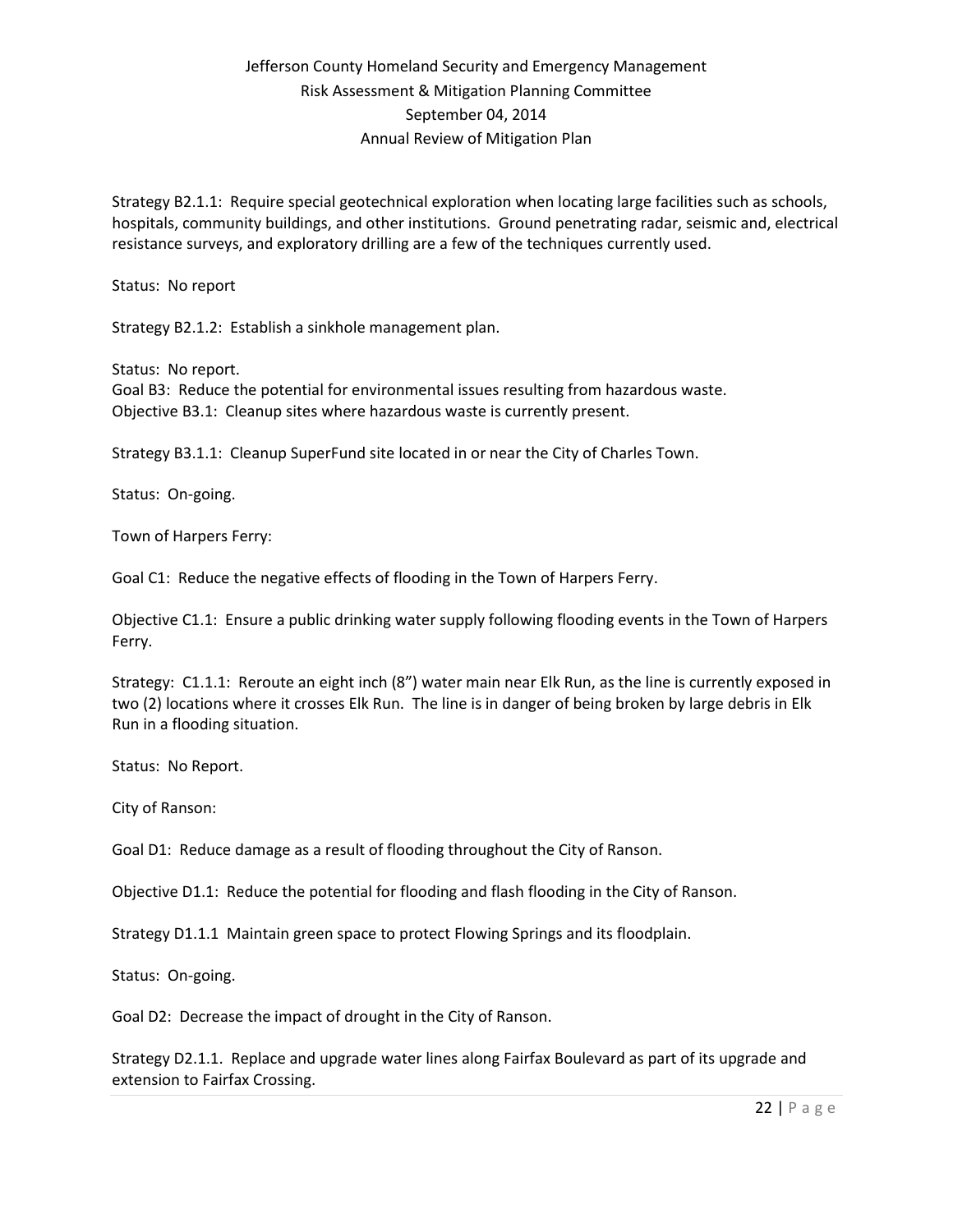Strategy B2.1.1: Require special geotechnical exploration when locating large facilities such as schools, hospitals, community buildings, and other institutions. Ground penetrating radar, seismic and, electrical resistance surveys, and exploratory drilling are a few of the techniques currently used.

Status: No report

Strategy B2.1.2: Establish a sinkhole management plan.

Status: No report.
Goal B3: Reduce the potential for environmental issues resulting from hazardous waste.
Objective B3.1: Cleanup sites where hazardous waste is currently present.

Strategy B3.1.1: Cleanup SuperFund site located in or near the City of Charles Town.

Status: On-going.

Town of Harpers Ferry:

Goal C1: Reduce the negative effects of flooding in the Town of Harpers Ferry.

Objective C1.1: Ensure a public drinking water supply following flooding events in the Town of Harpers Ferry.

Strategy: C1.1.1: Reroute an eight inch (8") water main near Elk Run, as the line is currently exposed in two (2) locations where it crosses Elk Run. The line is in danger of being broken by large debris in Elk Run in a flooding situation.

Status: No Report.

City of Ranson:

Goal D1: Reduce damage as a result of flooding throughout the City of Ranson.

Objective D1.1: Reduce the potential for flooding and flash flooding in the City of Ranson.

Strategy D1.1.1 Maintain green space to protect Flowing Springs and its floodplain.

Status: On-going.

Goal D2: Decrease the impact of drought in the City of Ranson.

Strategy D2.1.1. Replace and upgrade water lines along Fairfax Boulevard as part of its upgrade and extension to Fairfax Crossing.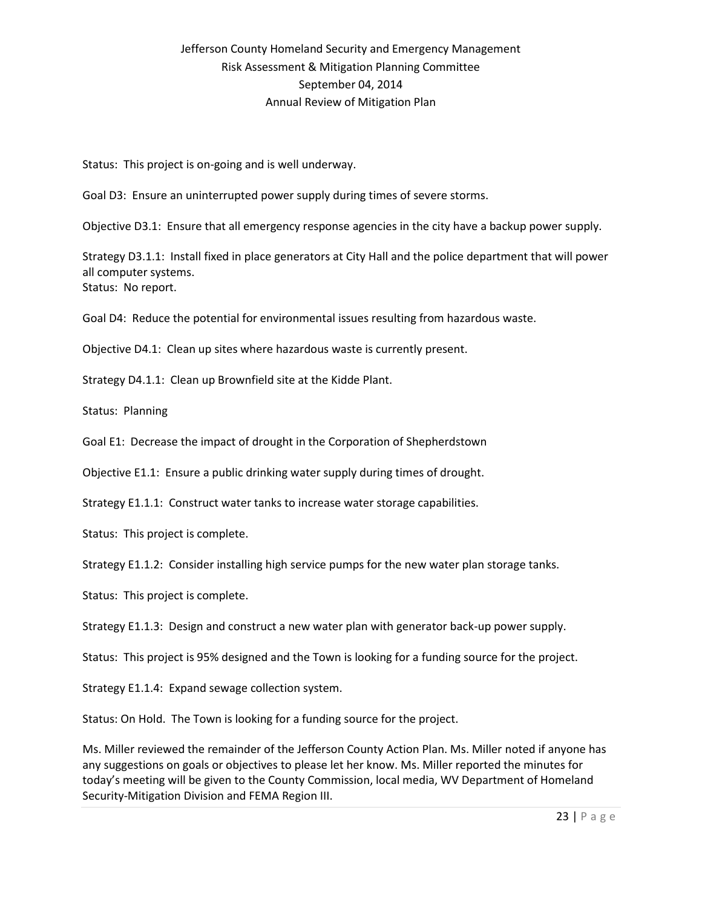Status: This project is on-going and is well underway.

Goal D3: Ensure an uninterrupted power supply during times of severe storms.

Objective D3.1: Ensure that all emergency response agencies in the city have a backup power supply.

Strategy D3.1.1: Install fixed in place generators at City Hall and the police department that will power all computer systems.
Status: No report.

Goal D4: Reduce the potential for environmental issues resulting from hazardous waste.

Objective D4.1: Clean up sites where hazardous waste is currently present.

Strategy D4.1.1: Clean up Brownfield site at the Kidde Plant.

Status: Planning

Goal E1: Decrease the impact of drought in the Corporation of Shepherdstown

Objective E1.1: Ensure a public drinking water supply during times of drought.

Strategy E1.1.1: Construct water tanks to increase water storage capabilities.

Status: This project is complete.

Strategy E1.1.2: Consider installing high service pumps for the new water plan storage tanks.

Status: This project is complete.

Strategy E1.1.3: Design and construct a new water plan with generator back-up power supply.

Status: This project is 95% designed and the Town is looking for a funding source for the project.

Strategy E1.1.4: Expand sewage collection system.

Status: On Hold. The Town is looking for a funding source for the project.

Ms. Miller reviewed the remainder of the Jefferson County Action Plan. Ms. Miller noted if anyone has any suggestions on goals or objectives to please let her know. Ms. Miller reported the minutes for today's meeting will be given to the County Commission, local media, WV Department of Homeland Security-Mitigation Division and FEMA Region III.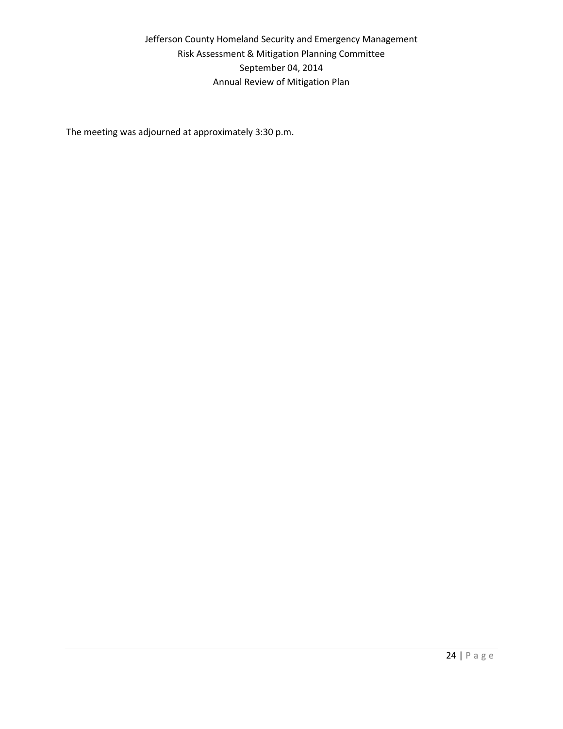The meeting was adjourned at approximately 3:30 p.m.